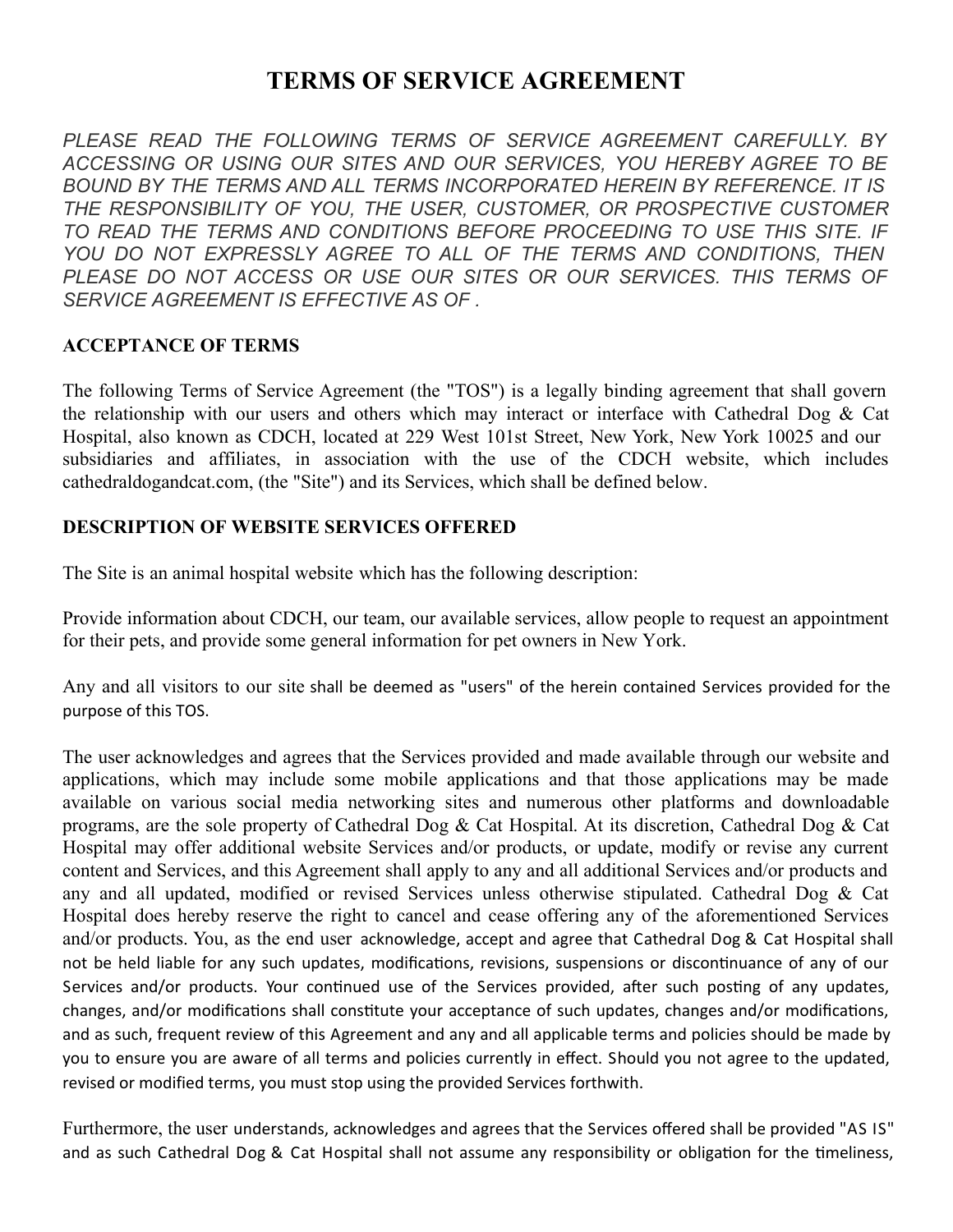# TERMS OF SERVICE AGREEMENT

*PLEASE READ THE FOLLOWING TERMS OF SERVICE AGREEMENT CAREFULLY. BY ACCESSING OR USING OUR SITES AND OUR SERVICES, YOU HEREBY AGREE TO BE BOUND BY THE TERMS AND ALL TERMS INCORPORATED HEREIN BY REFERENCE. IT IS THE RESPONSIBILITY OF YOU, THE USER, CUSTOMER, OR PROSPECTIVE CUSTOMER TO READ THE TERMS AND CONDITIONS BEFORE PROCEEDING TO USE THIS SITE. IF YOU DO NOT EXPRESSLY AGREE TO ALL OF THE TERMS AND CONDITIONS, THEN PLEASE DO NOT ACCESS OR USE OUR SITES OR OUR SERVICES. THIS TERMS OF SERVICE AGREEMENT IS EFFECTIVE AS OF .*

## ACCEPTANCE OF TERMS

The following Terms of Service Agreement (the "TOS") is a legally binding agreement that shall govern the relationship with our users and others which may interact or interface with Cathedral Dog & Cat Hospital, also known as CDCH, located at 229 West 101st Street, New York, New York 10025 and our subsidiaries and affiliates, in association with the use of the CDCH website, which includes cathedraldogandcat.com, (the "Site") and its Services, which shall be defined below.

## DESCRIPTION OF WEBSITE SERVICES OFFERED

The Site is an animal hospital website which has the following description:

Provide information about CDCH, our team, our available services, allow people to request an appointment for their pets, and provide some general information for pet owners in New York.

Any and all visitors to our site shall be deemed as "users" of the herein contained Services provided for the purpose of this TOS.

The user acknowledges and agrees that the Services provided and made available through our website and applications, which may include some mobile applications and that those applications may be made available on various social media networking sites and numerous other platforms and downloadable programs, are the sole property of Cathedral Dog & Cat Hospital. At its discretion, Cathedral Dog & Cat Hospital may offer additional website Services and/or products, or update, modify or revise any current content and Services, and this Agreement shall apply to any and all additional Services and/or products and any and all updated, modified or revised Services unless otherwise stipulated. Cathedral Dog & Cat Hospital does hereby reserve the right to cancel and cease offering any of the aforementioned Services and/or products. You, as the end user acknowledge, accept and agree that Cathedral Dog & Cat Hospital shall not be held liable for any such updates, modifications, revisions, suspensions or discontinuance of any of our Services and/or products. Your continued use of the Services provided, after such posting of any updates, changes, and/or modifications shall constitute your acceptance of such updates, changes and/or modifications, and as such, frequent review of this Agreement and any and all applicable terms and policies should be made by you to ensure you are aware of all terms and policies currently in effect. Should you not agree to the updated, revised or modified terms, you must stop using the provided Services forthwith.

Furthermore, the user understands, acknowledges and agrees that the Services offered shall be provided "AS IS" and as such Cathedral Dog & Cat Hospital shall not assume any responsibility or obligation for the timeliness,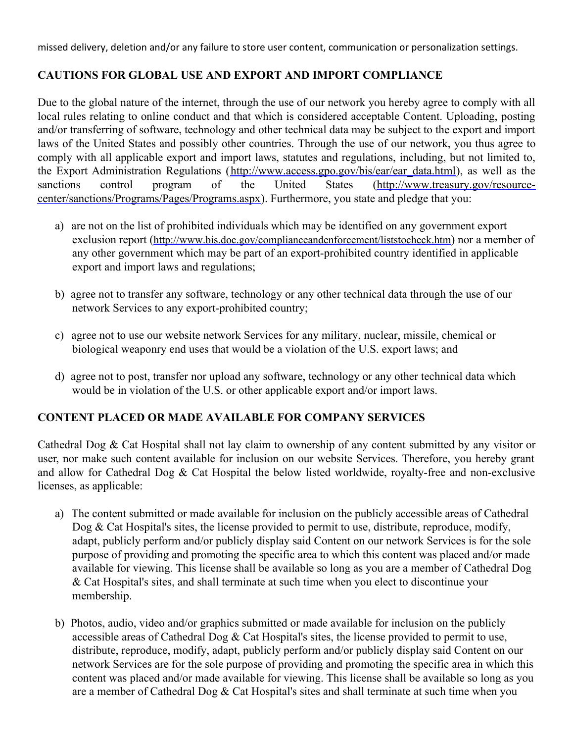missed delivery, deletion and/or any failure to store user content, communication or personalization settings.

## CAUTIONS FOR GLOBAL USE AND EXPORT AND IMPORT COMPLIANCE

Due to the global nature of the internet, through the use of our network you hereby agree to comply with all local rules relating to online conduct and that which is considered acceptable Content. Uploading, posting and/or transferring of software, technology and other technical data may be subject to the export and import laws of the United States and possibly other countries. Through the use of our network, you thus agree to comply with all applicable export and import laws, statutes and regulations, including, but not limited to, the Export Administration Regulations (http://www.access.gpo.gov/bis/ear/ear_data.html), as well as the sanctions control program of the United States (http://www.treasury.gov/resource-center/sanctions/Programs/Pages/Programs.aspx). Furthermore, you state and pledge that you:

a) are not on the list of prohibited individuals which may be identified on any government export exclusion report (http://www.bis.doc.gov/complianceandenforcement/liststocheck.htm) nor a member of any other government which may be part of an export-prohibited country identified in applicable export and import laws and regulations;

b) agree not to transfer any software, technology or any other technical data through the use of our network Services to any export-prohibited country;

c) agree not to use our website network Services for any military, nuclear, missile, chemical or biological weaponry end uses that would be a violation of the U.S. export laws; and

d) agree not to post, transfer nor upload any software, technology or any other technical data which would be in violation of the U.S. or other applicable export and/or import laws.

## CONTENT PLACED OR MADE AVAILABLE FOR COMPANY SERVICES

Cathedral Dog & Cat Hospital shall not lay claim to ownership of any content submitted by any visitor or user, nor make such content available for inclusion on our website Services. Therefore, you hereby grant and allow for Cathedral Dog & Cat Hospital the below listed worldwide, royalty-free and non-exclusive licenses, as applicable:

a) The content submitted or made available for inclusion on the publicly accessible areas of Cathedral Dog & Cat Hospital's sites, the license provided to permit to use, distribute, reproduce, modify, adapt, publicly perform and/or publicly display said Content on our network Services is for the sole purpose of providing and promoting the specific area to which this content was placed and/or made available for viewing. This license shall be available so long as you are a member of Cathedral Dog & Cat Hospital's sites, and shall terminate at such time when you elect to discontinue your membership.

b) Photos, audio, video and/or graphics submitted or made available for inclusion on the publicly accessible areas of Cathedral Dog & Cat Hospital's sites, the license provided to permit to use, distribute, reproduce, modify, adapt, publicly perform and/or publicly display said Content on our network Services are for the sole purpose of providing and promoting the specific area in which this content was placed and/or made available for viewing. This license shall be available so long as you are a member of Cathedral Dog & Cat Hospital's sites and shall terminate at such time when you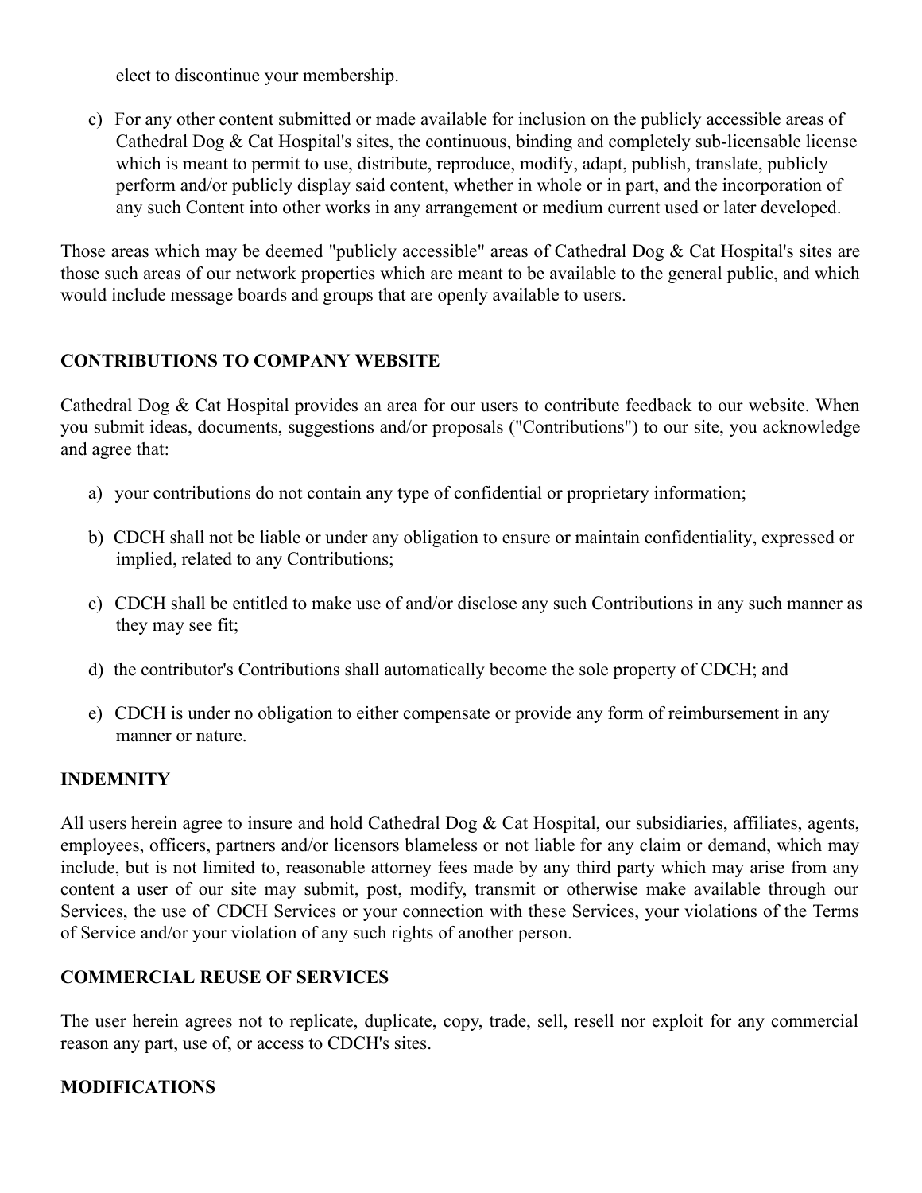elect to discontinue your membership.

c) For any other content submitted or made available for inclusion on the publicly accessible areas of Cathedral Dog & Cat Hospital's sites, the continuous, binding and completely sub-licensable license which is meant to permit to use, distribute, reproduce, modify, adapt, publish, translate, publicly perform and/or publicly display said content, whether in whole or in part, and the incorporation of any such Content into other works in any arrangement or medium current used or later developed.

Those areas which may be deemed "publicly accessible" areas of Cathedral Dog & Cat Hospital's sites are those such areas of our network properties which are meant to be available to the general public, and which would include message boards and groups that are openly available to users.

**CONTRIBUTIONS TO COMPANY WEBSITE**

Cathedral Dog & Cat Hospital provides an area for our users to contribute feedback to our website. When you submit ideas, documents, suggestions and/or proposals ("Contributions") to our site, you acknowledge and agree that:

a) your contributions do not contain any type of confidential or proprietary information;

b) CDCH shall not be liable or under any obligation to ensure or maintain confidentiality, expressed or implied, related to any Contributions;

c) CDCH shall be entitled to make use of and/or disclose any such Contributions in any such manner as they may see fit;

d) the contributor's Contributions shall automatically become the sole property of CDCH; and

e) CDCH is under no obligation to either compensate or provide any form of reimbursement in any manner or nature.

**INDEMNITY**

All users herein agree to insure and hold Cathedral Dog & Cat Hospital, our subsidiaries, affiliates, agents, employees, officers, partners and/or licensors blameless or not liable for any claim or demand, which may include, but is not limited to, reasonable attorney fees made by any third party which may arise from any content a user of our site may submit, post, modify, transmit or otherwise make available through our Services, the use of CDCH Services or your connection with these Services, your violations of the Terms of Service and/or your violation of any such rights of another person.

**COMMERCIAL REUSE OF SERVICES**

The user herein agrees not to replicate, duplicate, copy, trade, sell, resell nor exploit for any commercial reason any part, use of, or access to CDCH's sites.

**MODIFICATIONS**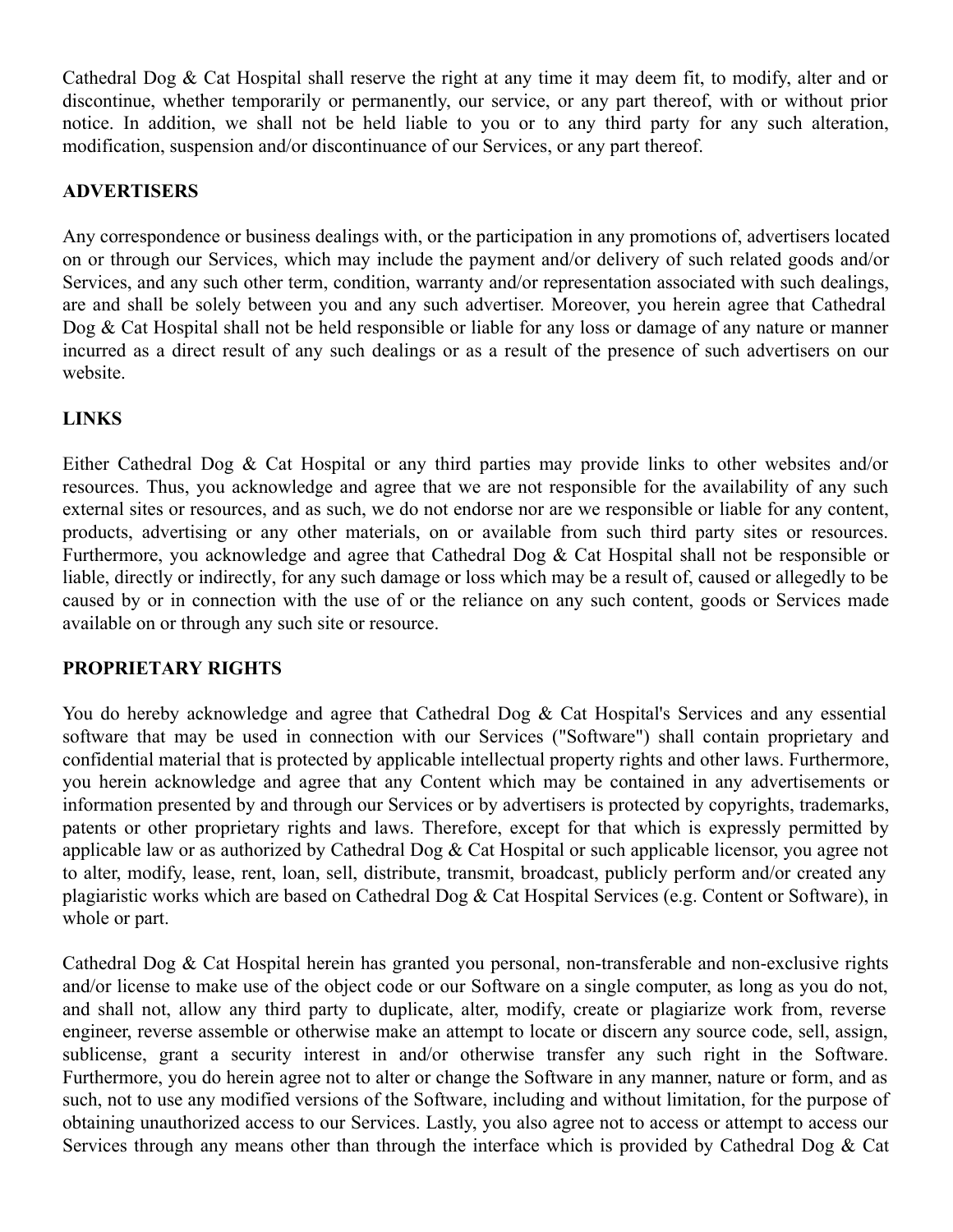Cathedral Dog & Cat Hospital shall reserve the right at any time it may deem fit, to modify, alter and or discontinue, whether temporarily or permanently, our service, or any part thereof, with or without prior notice. In addition, we shall not be held liable to you or to any third party for any such alteration, modification, suspension and/or discontinuance of our Services, or any part thereof.

**ADVERTISERS**

Any correspondence or business dealings with, or the participation in any promotions of, advertisers located on or through our Services, which may include the payment and/or delivery of such related goods and/or Services, and any such other term, condition, warranty and/or representation associated with such dealings, are and shall be solely between you and any such advertiser. Moreover, you herein agree that Cathedral Dog & Cat Hospital shall not be held responsible or liable for any loss or damage of any nature or manner incurred as a direct result of any such dealings or as a result of the presence of such advertisers on our website.

**LINKS**

Either Cathedral Dog & Cat Hospital or any third parties may provide links to other websites and/or resources. Thus, you acknowledge and agree that we are not responsible for the availability of any such external sites or resources, and as such, we do not endorse nor are we responsible or liable for any content, products, advertising or any other materials, on or available from such third party sites or resources. Furthermore, you acknowledge and agree that Cathedral Dog & Cat Hospital shall not be responsible or liable, directly or indirectly, for any such damage or loss which may be a result of, caused or allegedly to be caused by or in connection with the use of or the reliance on any such content, goods or Services made available on or through any such site or resource.

**PROPRIETARY RIGHTS**

You do hereby acknowledge and agree that Cathedral Dog & Cat Hospital's Services and any essential software that may be used in connection with our Services ("Software") shall contain proprietary and confidential material that is protected by applicable intellectual property rights and other laws. Furthermore, you herein acknowledge and agree that any Content which may be contained in any advertisements or information presented by and through our Services or by advertisers is protected by copyrights, trademarks, patents or other proprietary rights and laws. Therefore, except for that which is expressly permitted by applicable law or as authorized by Cathedral Dog & Cat Hospital or such applicable licensor, you agree not to alter, modify, lease, rent, loan, sell, distribute, transmit, broadcast, publicly perform and/or created any plagiaristic works which are based on Cathedral Dog & Cat Hospital Services (e.g. Content or Software), in whole or part.

Cathedral Dog & Cat Hospital herein has granted you personal, non-transferable and non-exclusive rights and/or license to make use of the object code or our Software on a single computer, as long as you do not, and shall not, allow any third party to duplicate, alter, modify, create or plagiarize work from, reverse engineer, reverse assemble or otherwise make an attempt to locate or discern any source code, sell, assign, sublicense, grant a security interest in and/or otherwise transfer any such right in the Software. Furthermore, you do herein agree not to alter or change the Software in any manner, nature or form, and as such, not to use any modified versions of the Software, including and without limitation, for the purpose of obtaining unauthorized access to our Services. Lastly, you also agree not to access or attempt to access our Services through any means other than through the interface which is provided by Cathedral Dog & Cat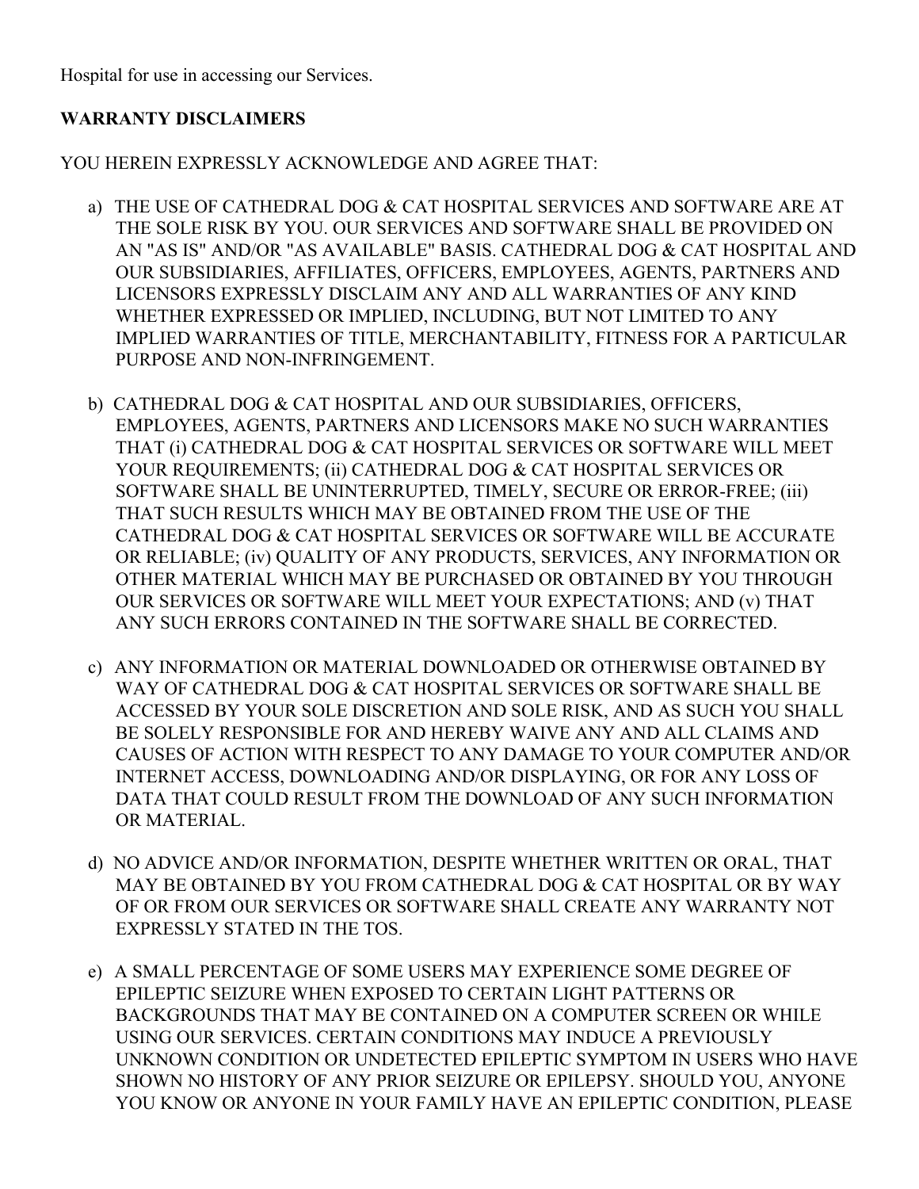Hospital for use in accessing our Services.

**WARRANTY DISCLAIMERS**

YOU HEREIN EXPRESSLY ACKNOWLEDGE AND AGREE THAT:

a) THE USE OF CATHEDRAL DOG & CAT HOSPITAL SERVICES AND SOFTWARE ARE AT THE SOLE RISK BY YOU. OUR SERVICES AND SOFTWARE SHALL BE PROVIDED ON AN "AS IS" AND/OR "AS AVAILABLE" BASIS. CATHEDRAL DOG & CAT HOSPITAL AND OUR SUBSIDIARIES, AFFILIATES, OFFICERS, EMPLOYEES, AGENTS, PARTNERS AND LICENSORS EXPRESSLY DISCLAIM ANY AND ALL WARRANTIES OF ANY KIND WHETHER EXPRESSED OR IMPLIED, INCLUDING, BUT NOT LIMITED TO ANY IMPLIED WARRANTIES OF TITLE, MERCHANTABILITY, FITNESS FOR A PARTICULAR PURPOSE AND NON-INFRINGEMENT.

b) CATHEDRAL DOG & CAT HOSPITAL AND OUR SUBSIDIARIES, OFFICERS, EMPLOYEES, AGENTS, PARTNERS AND LICENSORS MAKE NO SUCH WARRANTIES THAT (i) CATHEDRAL DOG & CAT HOSPITAL SERVICES OR SOFTWARE WILL MEET YOUR REQUIREMENTS; (ii) CATHEDRAL DOG & CAT HOSPITAL SERVICES OR SOFTWARE SHALL BE UNINTERRUPTED, TIMELY, SECURE OR ERROR-FREE; (iii) THAT SUCH RESULTS WHICH MAY BE OBTAINED FROM THE USE OF THE CATHEDRAL DOG & CAT HOSPITAL SERVICES OR SOFTWARE WILL BE ACCURATE OR RELIABLE; (iv) QUALITY OF ANY PRODUCTS, SERVICES, ANY INFORMATION OR OTHER MATERIAL WHICH MAY BE PURCHASED OR OBTAINED BY YOU THROUGH OUR SERVICES OR SOFTWARE WILL MEET YOUR EXPECTATIONS; AND (v) THAT ANY SUCH ERRORS CONTAINED IN THE SOFTWARE SHALL BE CORRECTED.

c) ANY INFORMATION OR MATERIAL DOWNLOADED OR OTHERWISE OBTAINED BY WAY OF CATHEDRAL DOG & CAT HOSPITAL SERVICES OR SOFTWARE SHALL BE ACCESSED BY YOUR SOLE DISCRETION AND SOLE RISK, AND AS SUCH YOU SHALL BE SOLELY RESPONSIBLE FOR AND HEREBY WAIVE ANY AND ALL CLAIMS AND CAUSES OF ACTION WITH RESPECT TO ANY DAMAGE TO YOUR COMPUTER AND/OR INTERNET ACCESS, DOWNLOADING AND/OR DISPLAYING, OR FOR ANY LOSS OF DATA THAT COULD RESULT FROM THE DOWNLOAD OF ANY SUCH INFORMATION OR MATERIAL.

d) NO ADVICE AND/OR INFORMATION, DESPITE WHETHER WRITTEN OR ORAL, THAT MAY BE OBTAINED BY YOU FROM CATHEDRAL DOG & CAT HOSPITAL OR BY WAY OF OR FROM OUR SERVICES OR SOFTWARE SHALL CREATE ANY WARRANTY NOT EXPRESSLY STATED IN THE TOS.

e) A SMALL PERCENTAGE OF SOME USERS MAY EXPERIENCE SOME DEGREE OF EPILEPTIC SEIZURE WHEN EXPOSED TO CERTAIN LIGHT PATTERNS OR BACKGROUNDS THAT MAY BE CONTAINED ON A COMPUTER SCREEN OR WHILE USING OUR SERVICES. CERTAIN CONDITIONS MAY INDUCE A PREVIOUSLY UNKNOWN CONDITION OR UNDETECTED EPILEPTIC SYMPTOM IN USERS WHO HAVE SHOWN NO HISTORY OF ANY PRIOR SEIZURE OR EPILEPSY. SHOULD YOU, ANYONE YOU KNOW OR ANYONE IN YOUR FAMILY HAVE AN EPILEPTIC CONDITION, PLEASE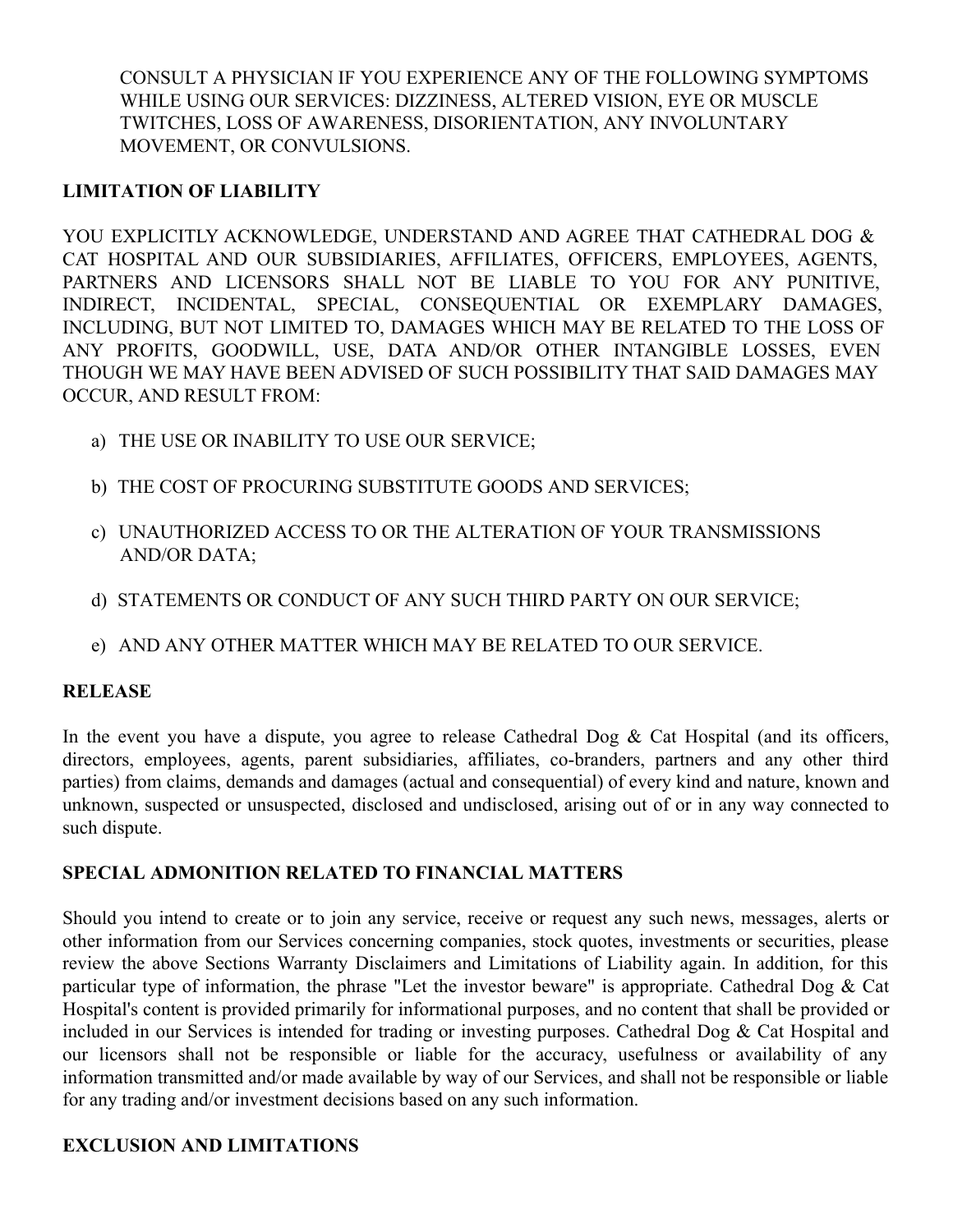CONSULT A PHYSICIAN IF YOU EXPERIENCE ANY OF THE FOLLOWING SYMPTOMS WHILE USING OUR SERVICES: DIZZINESS, ALTERED VISION, EYE OR MUSCLE TWITCHES, LOSS OF AWARENESS, DISORIENTATION, ANY INVOLUNTARY MOVEMENT, OR CONVULSIONS.

**LIMITATION OF LIABILITY**

YOU EXPLICITLY ACKNOWLEDGE, UNDERSTAND AND AGREE THAT CATHEDRAL DOG & CAT HOSPITAL AND OUR SUBSIDIARIES, AFFILIATES, OFFICERS, EMPLOYEES, AGENTS, PARTNERS AND LICENSORS SHALL NOT BE LIABLE TO YOU FOR ANY PUNITIVE, INDIRECT, INCIDENTAL, SPECIAL, CONSEQUENTIAL OR EXEMPLARY DAMAGES, INCLUDING, BUT NOT LIMITED TO, DAMAGES WHICH MAY BE RELATED TO THE LOSS OF ANY PROFITS, GOODWILL, USE, DATA AND/OR OTHER INTANGIBLE LOSSES, EVEN THOUGH WE MAY HAVE BEEN ADVISED OF SUCH POSSIBILITY THAT SAID DAMAGES MAY OCCUR, AND RESULT FROM:

a) THE USE OR INABILITY TO USE OUR SERVICE;

b) THE COST OF PROCURING SUBSTITUTE GOODS AND SERVICES;

c) UNAUTHORIZED ACCESS TO OR THE ALTERATION OF YOUR TRANSMISSIONS AND/OR DATA;

d) STATEMENTS OR CONDUCT OF ANY SUCH THIRD PARTY ON OUR SERVICE;

e) AND ANY OTHER MATTER WHICH MAY BE RELATED TO OUR SERVICE.

**RELEASE**

In the event you have a dispute, you agree to release Cathedral Dog & Cat Hospital (and its officers, directors, employees, agents, parent subsidiaries, affiliates, co-branders, partners and any other third parties) from claims, demands and damages (actual and consequential) of every kind and nature, known and unknown, suspected or unsuspected, disclosed and undisclosed, arising out of or in any way connected to such dispute.

**SPECIAL ADMONITION RELATED TO FINANCIAL MATTERS**

Should you intend to create or to join any service, receive or request any such news, messages, alerts or other information from our Services concerning companies, stock quotes, investments or securities, please review the above Sections Warranty Disclaimers and Limitations of Liability again. In addition, for this particular type of information, the phrase "Let the investor beware" is appropriate. Cathedral Dog & Cat Hospital's content is provided primarily for informational purposes, and no content that shall be provided or included in our Services is intended for trading or investing purposes. Cathedral Dog & Cat Hospital and our licensors shall not be responsible or liable for the accuracy, usefulness or availability of any information transmitted and/or made available by way of our Services, and shall not be responsible or liable for any trading and/or investment decisions based on any such information.

**EXCLUSION AND LIMITATIONS**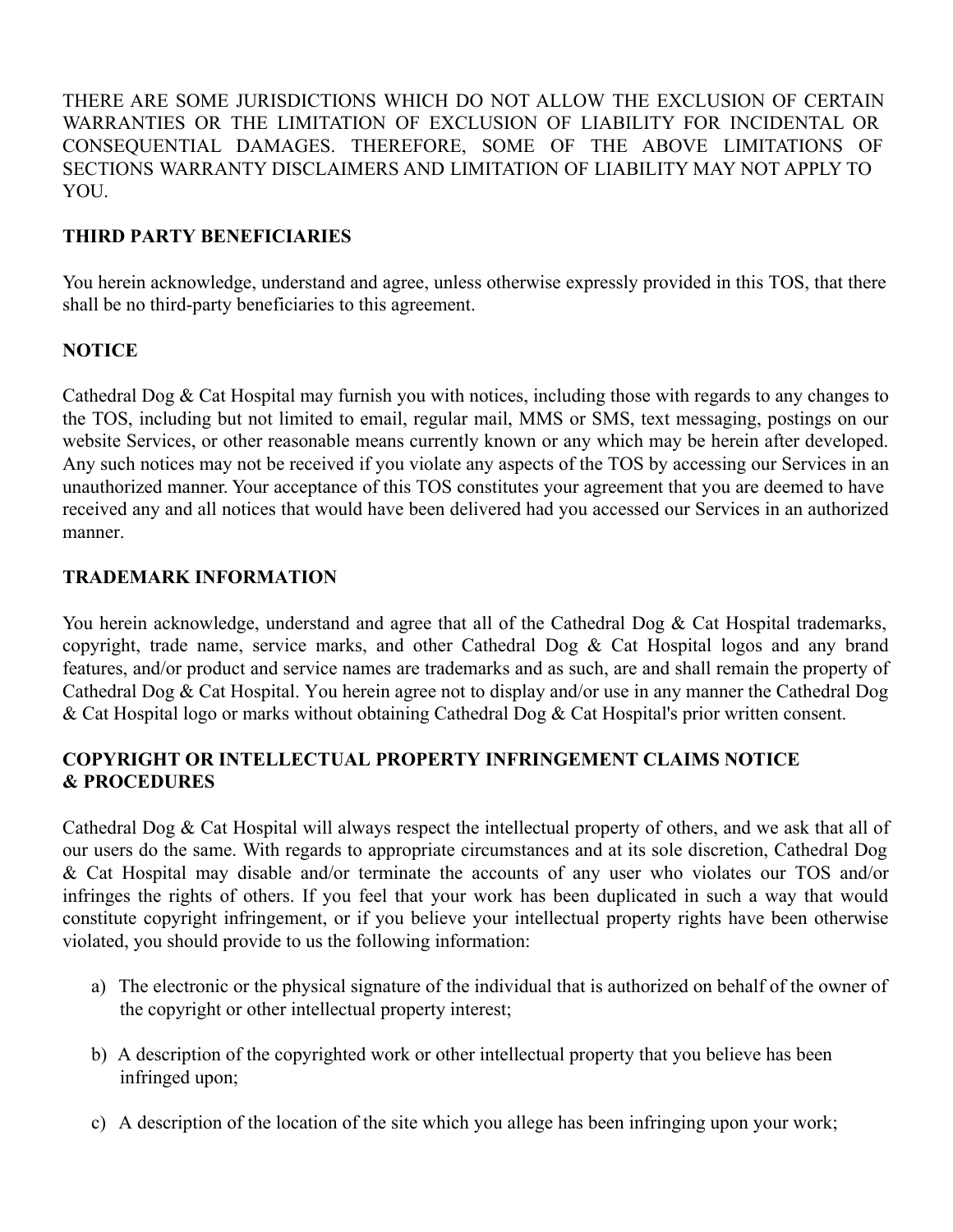THERE ARE SOME JURISDICTIONS WHICH DO NOT ALLOW THE EXCLUSION OF CERTAIN WARRANTIES OR THE LIMITATION OF EXCLUSION OF LIABILITY FOR INCIDENTAL OR CONSEQUENTIAL DAMAGES. THEREFORE, SOME OF THE ABOVE LIMITATIONS OF SECTIONS WARRANTY DISCLAIMERS AND LIMITATION OF LIABILITY MAY NOT APPLY TO YOU.

**THIRD PARTY BENEFICIARIES**

You herein acknowledge, understand and agree, unless otherwise expressly provided in this TOS, that there shall be no third-party beneficiaries to this agreement.

**NOTICE**

Cathedral Dog & Cat Hospital may furnish you with notices, including those with regards to any changes to the TOS, including but not limited to email, regular mail, MMS or SMS, text messaging, postings on our website Services, or other reasonable means currently known or any which may be herein after developed. Any such notices may not be received if you violate any aspects of the TOS by accessing our Services in an unauthorized manner. Your acceptance of this TOS constitutes your agreement that you are deemed to have received any and all notices that would have been delivered had you accessed our Services in an authorized manner.

**TRADEMARK INFORMATION**

You herein acknowledge, understand and agree that all of the Cathedral Dog & Cat Hospital trademarks, copyright, trade name, service marks, and other Cathedral Dog & Cat Hospital logos and any brand features, and/or product and service names are trademarks and as such, are and shall remain the property of Cathedral Dog & Cat Hospital. You herein agree not to display and/or use in any manner the Cathedral Dog & Cat Hospital logo or marks without obtaining Cathedral Dog & Cat Hospital's prior written consent.

**COPYRIGHT OR INTELLECTUAL PROPERTY INFRINGEMENT CLAIMS NOTICE & PROCEDURES**

Cathedral Dog & Cat Hospital will always respect the intellectual property of others, and we ask that all of our users do the same. With regards to appropriate circumstances and at its sole discretion, Cathedral Dog & Cat Hospital may disable and/or terminate the accounts of any user who violates our TOS and/or infringes the rights of others. If you feel that your work has been duplicated in such a way that would constitute copyright infringement, or if you believe your intellectual property rights have been otherwise violated, you should provide to us the following information:

a) The electronic or the physical signature of the individual that is authorized on behalf of the owner of the copyright or other intellectual property interest;

b) A description of the copyrighted work or other intellectual property that you believe has been infringed upon;

c) A description of the location of the site which you allege has been infringing upon your work;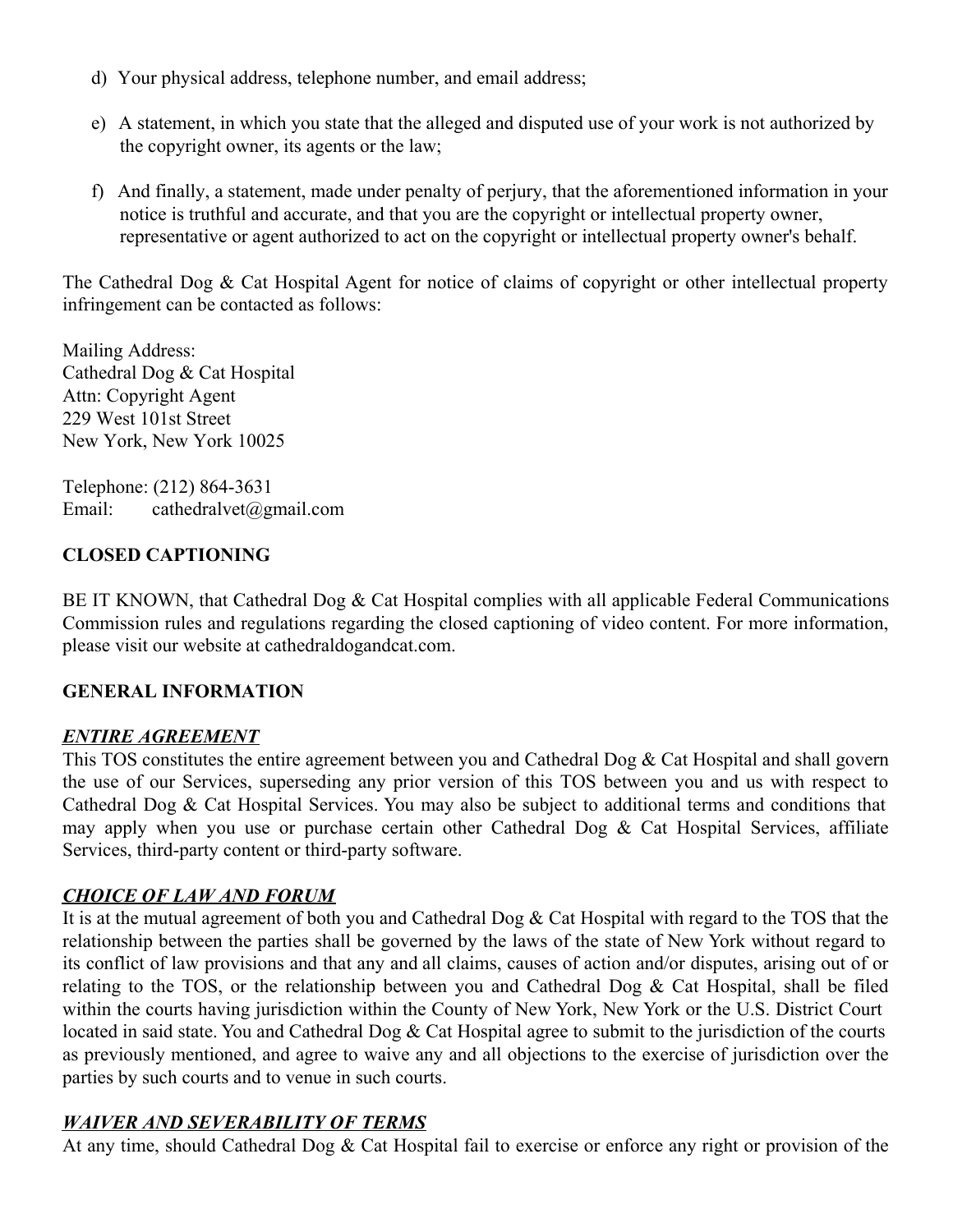d) Your physical address, telephone number, and email address;

e) A statement, in which you state that the alleged and disputed use of your work is not authorized by the copyright owner, its agents or the law;

f) And finally, a statement, made under penalty of perjury, that the aforementioned information in your notice is truthful and accurate, and that you are the copyright or intellectual property owner, representative or agent authorized to act on the copyright or intellectual property owner's behalf.

The Cathedral Dog & Cat Hospital Agent for notice of claims of copyright or other intellectual property infringement can be contacted as follows:

Mailing Address:
Cathedral Dog & Cat Hospital
Attn: Copyright Agent
229 West 101st Street
New York, New York 10025

Telephone: (212) 864-3631
Email: cathedralvet@gmail.com

**CLOSED CAPTIONING**

BE IT KNOWN, that Cathedral Dog & Cat Hospital complies with all applicable Federal Communications Commission rules and regulations regarding the closed captioning of video content. For more information, please visit our website at cathedraldogandcat.com.

**GENERAL INFORMATION**

***ENTIRE AGREEMENT***
This TOS constitutes the entire agreement between you and Cathedral Dog & Cat Hospital and shall govern the use of our Services, superseding any prior version of this TOS between you and us with respect to Cathedral Dog & Cat Hospital Services. You may also be subject to additional terms and conditions that may apply when you use or purchase certain other Cathedral Dog & Cat Hospital Services, affiliate Services, third-party content or third-party software.

***CHOICE OF LAW AND FORUM***
It is at the mutual agreement of both you and Cathedral Dog & Cat Hospital with regard to the TOS that the relationship between the parties shall be governed by the laws of the state of New York without regard to its conflict of law provisions and that any and all claims, causes of action and/or disputes, arising out of or relating to the TOS, or the relationship between you and Cathedral Dog & Cat Hospital, shall be filed within the courts having jurisdiction within the County of New York, New York or the U.S. District Court located in said state. You and Cathedral Dog & Cat Hospital agree to submit to the jurisdiction of the courts as previously mentioned, and agree to waive any and all objections to the exercise of jurisdiction over the parties by such courts and to venue in such courts.

***WAIVER AND SEVERABILITY OF TERMS***
At any time, should Cathedral Dog & Cat Hospital fail to exercise or enforce any right or provision of the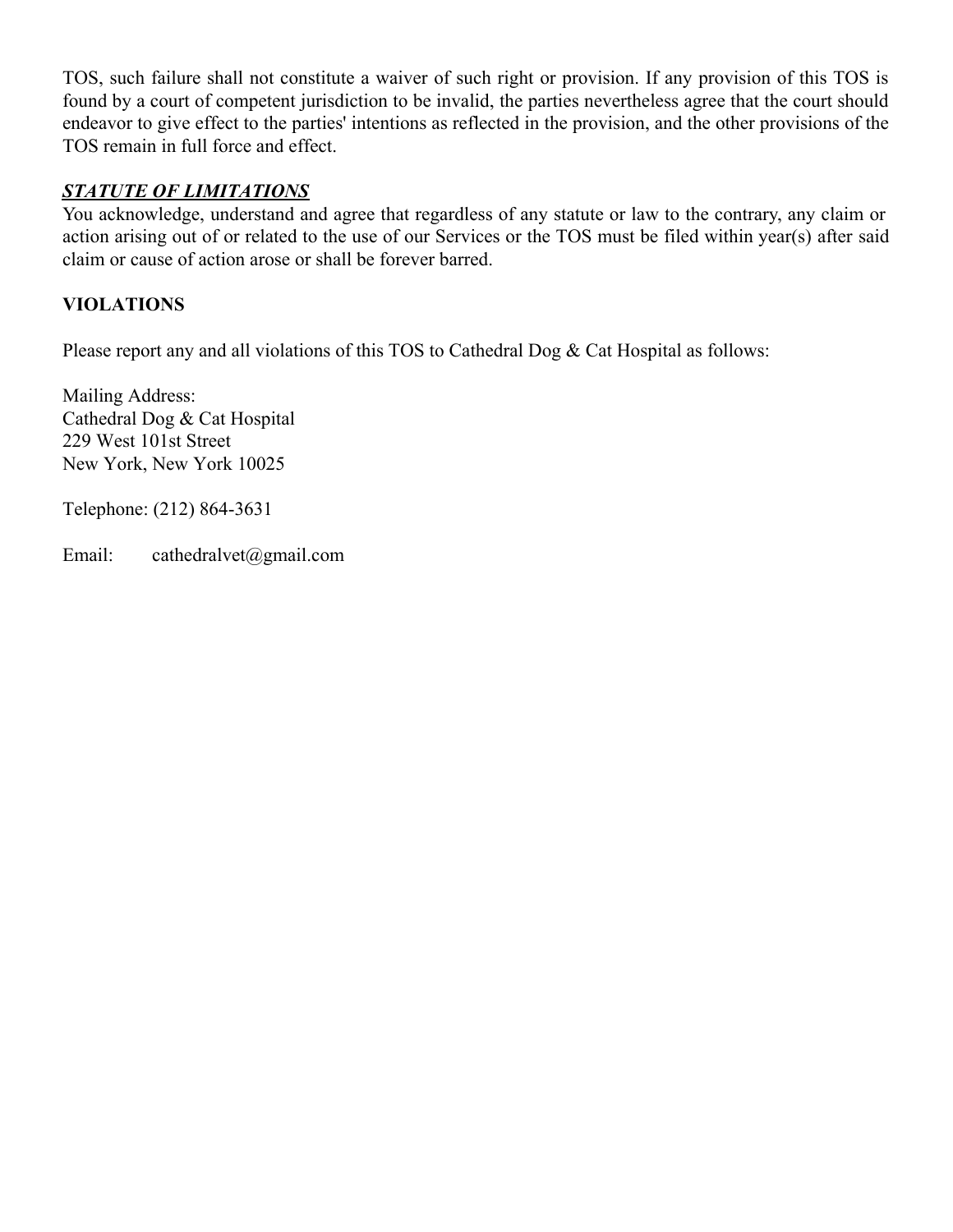TOS, such failure shall not constitute a waiver of such right or provision. If any provision of this TOS is found by a court of competent jurisdiction to be invalid, the parties nevertheless agree that the court should endeavor to give effect to the parties' intentions as reflected in the provision, and the other provisions of the TOS remain in full force and effect.

***STATUTE OF LIMITATIONS***

You acknowledge, understand and agree that regardless of any statute or law to the contrary, any claim or action arising out of or related to the use of our Services or the TOS must be filed within year(s) after said claim or cause of action arose or shall be forever barred.

**VIOLATIONS**

Please report any and all violations of this TOS to Cathedral Dog & Cat Hospital as follows:

Mailing Address:
Cathedral Dog & Cat Hospital
229 West 101st Street
New York, New York 10025

Telephone: (212) 864-3631

Email: cathedralvet@gmail.com